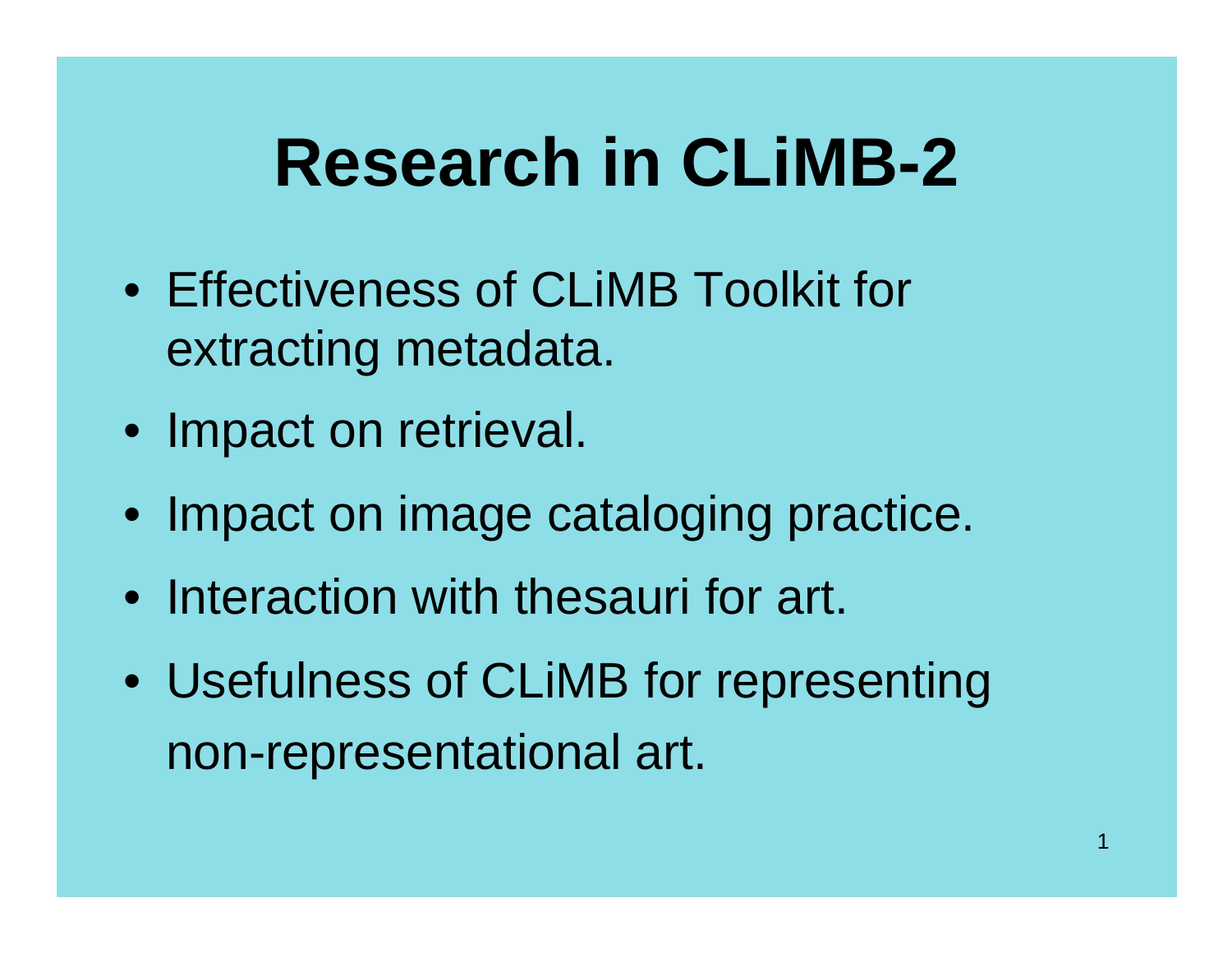# Research in CLiMB-2

- Effectiveness of CLiMB Toolkit for extracting metadata.
- Impact on retrieval.
- Impact on image cataloging practice.
- Interaction with thesauri for art.
- Usefulness of CLiMB for representing non-representational art.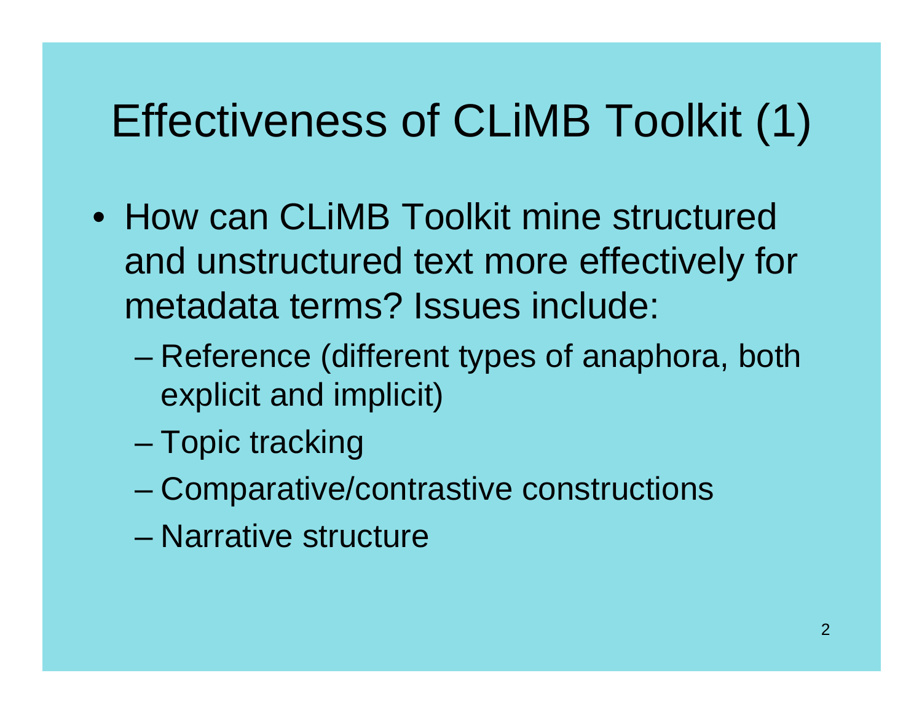# Effectiveness of CLiMB Toolkit (1)

- How can CLiMB Toolkit mine structured and unstructured text more effectively for metadata terms? Issues include:
  - Reference (different types of anaphora, both explicit and implicit)
  - Topic tracking
  - Comparative/contrastive constructions
  - Narrative structure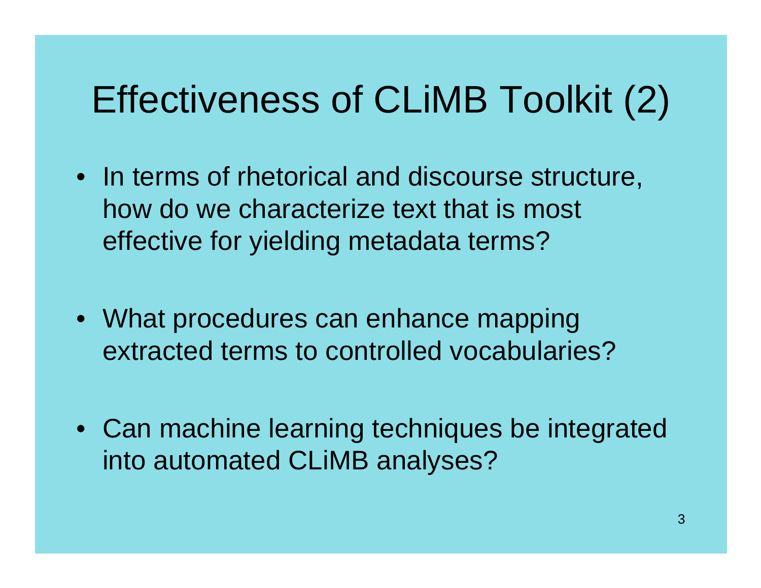# Effectiveness of CLiMB Toolkit (2)

- In terms of rhetorical and discourse structure, how do we characterize text that is most effective for yielding metadata terms?
- What procedures can enhance mapping extracted terms to controlled vocabularies?
- Can machine learning techniques be integrated into automated CLiMB analyses?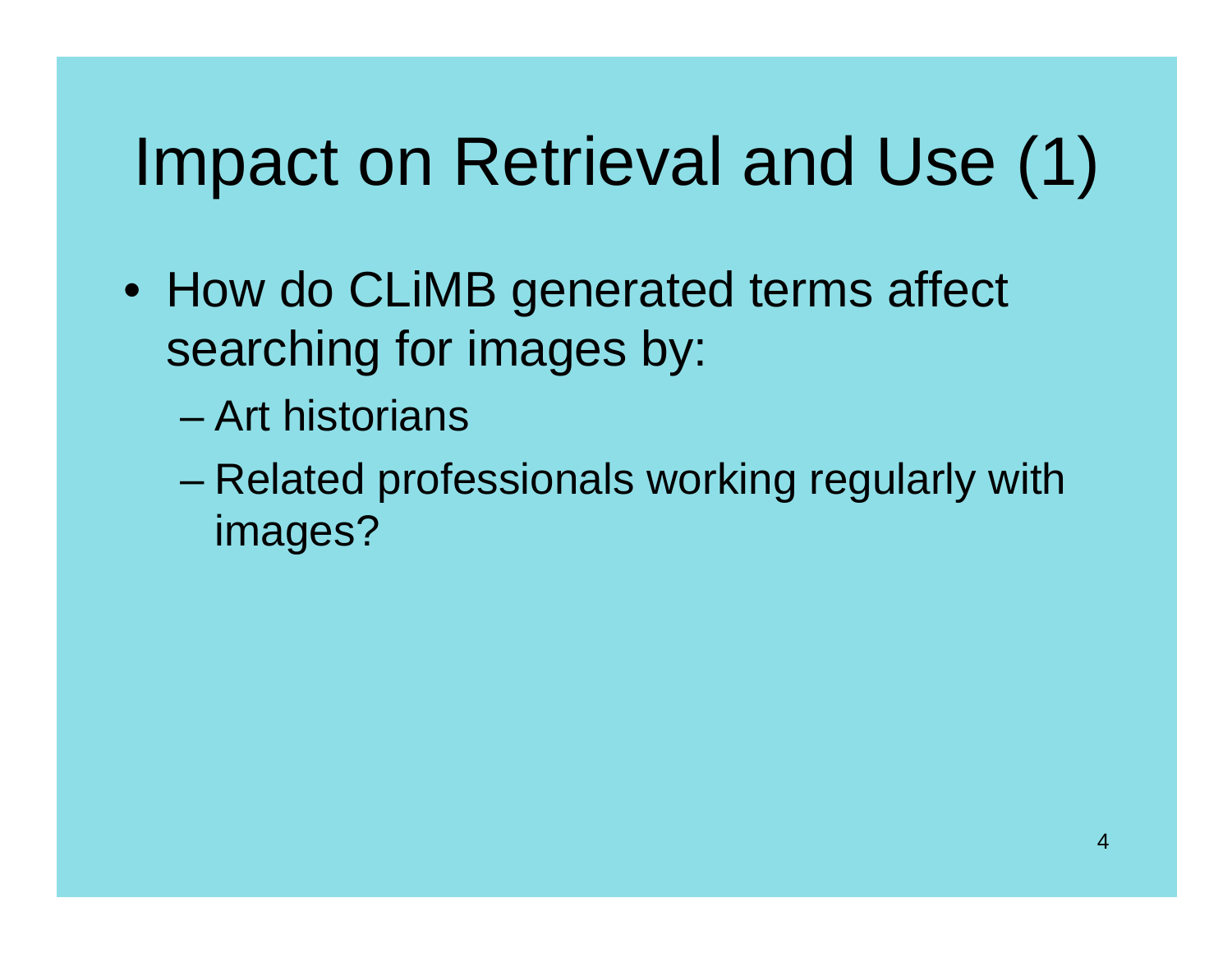# Impact on Retrieval and Use (1)

- How do CLiMB generated terms affect searching for images by:
  - Art historians
  - Related professionals working regularly with images?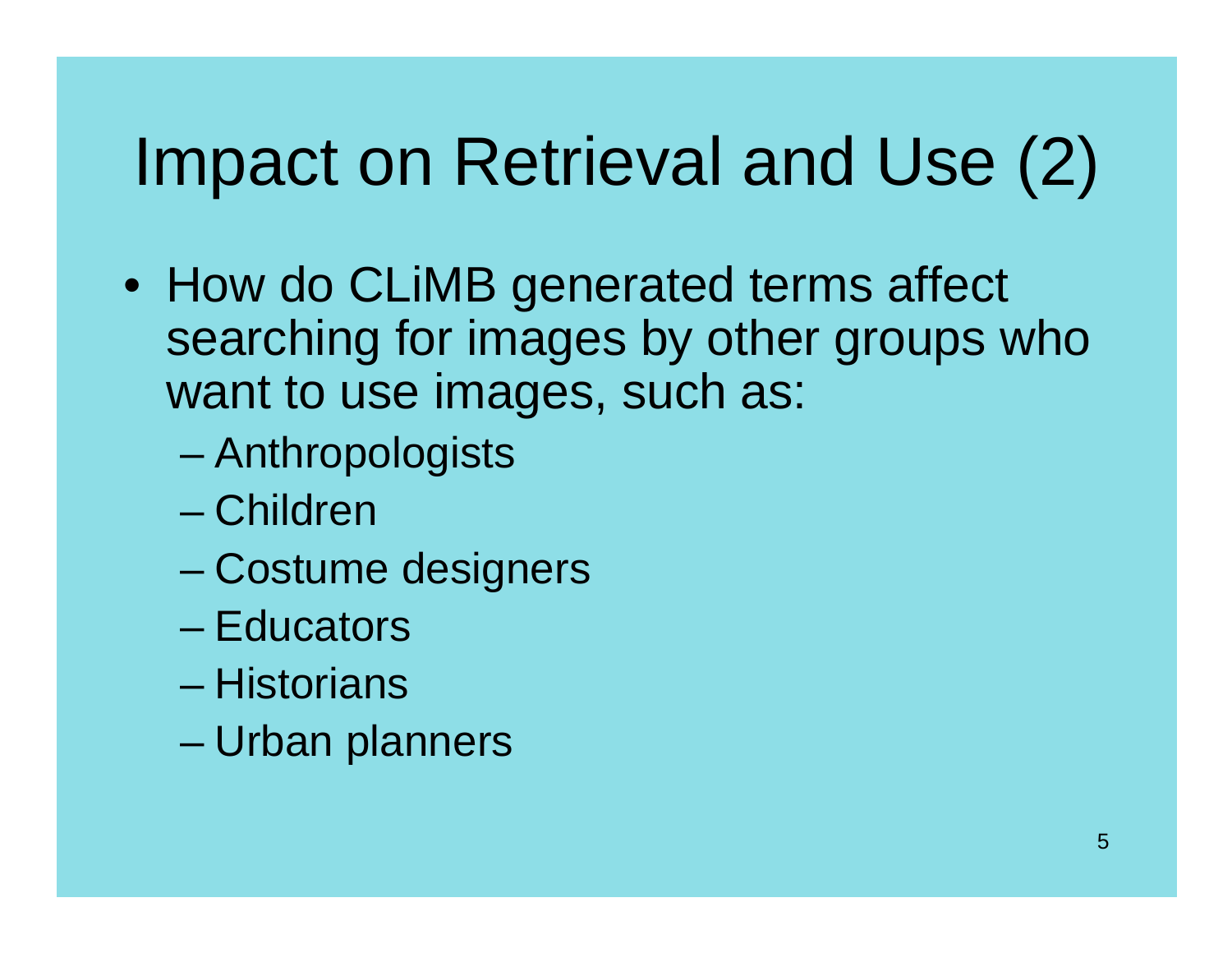# Impact on Retrieval and Use (2)

- How do CLiMB generated terms affect searching for images by other groups who want to use images, such as:
  - Anthropologists
  - Children
  - Costume designers
  - Educators
  - Historians
  - Urban planners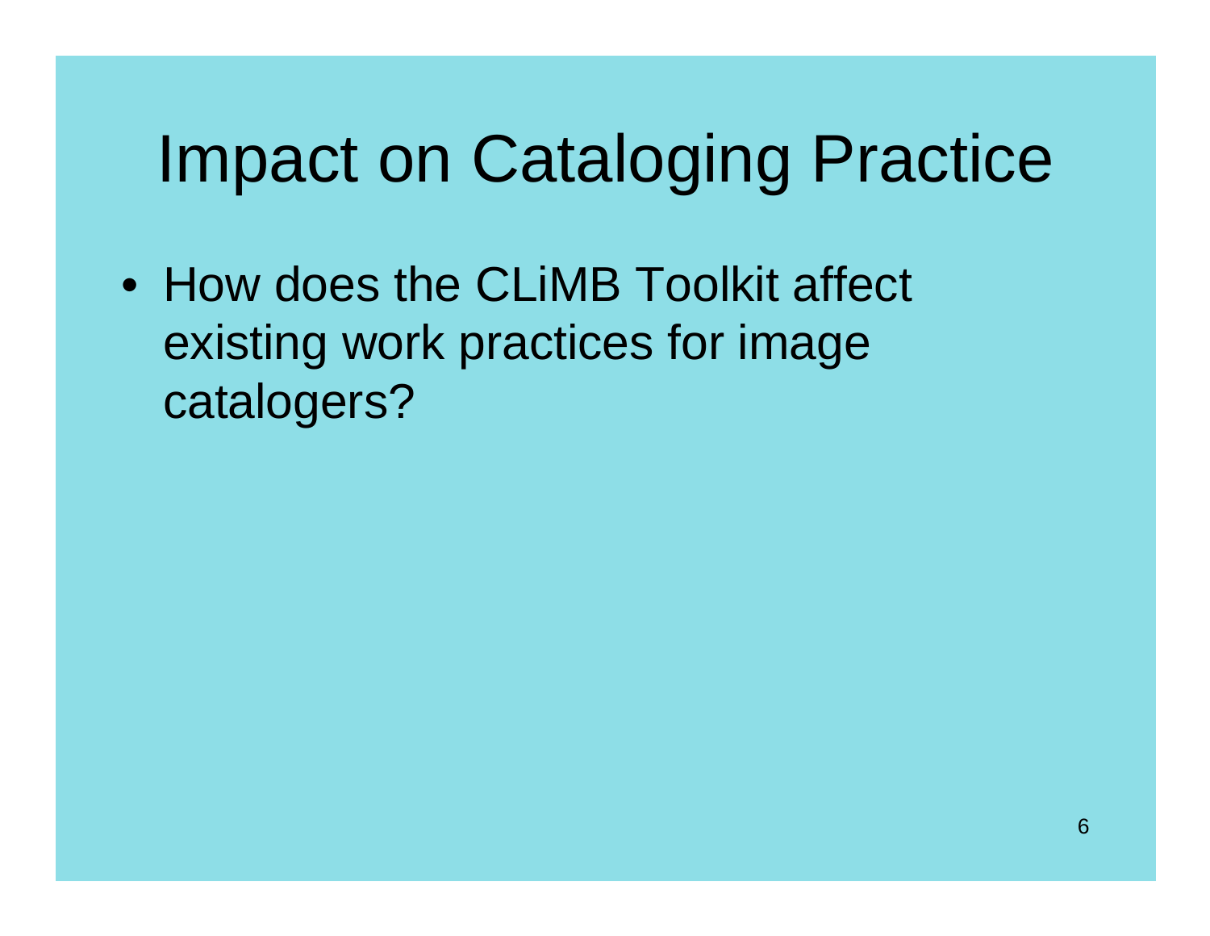# Impact on Cataloging Practice

- How does the CLiMB Toolkit affect existing work practices for image catalogers?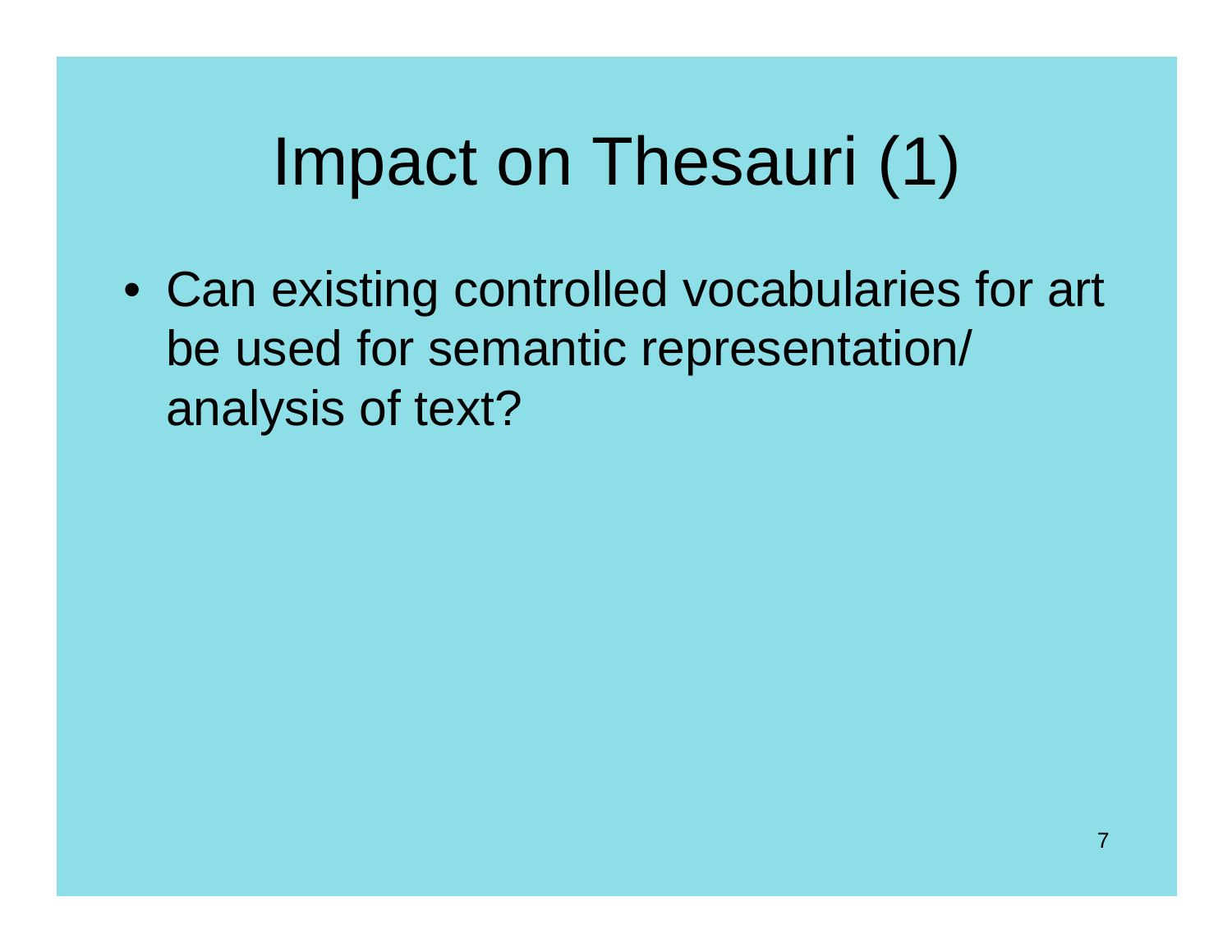# Impact on Thesauri (1)

- Can existing controlled vocabularies for art be used for semantic representation/ analysis of text?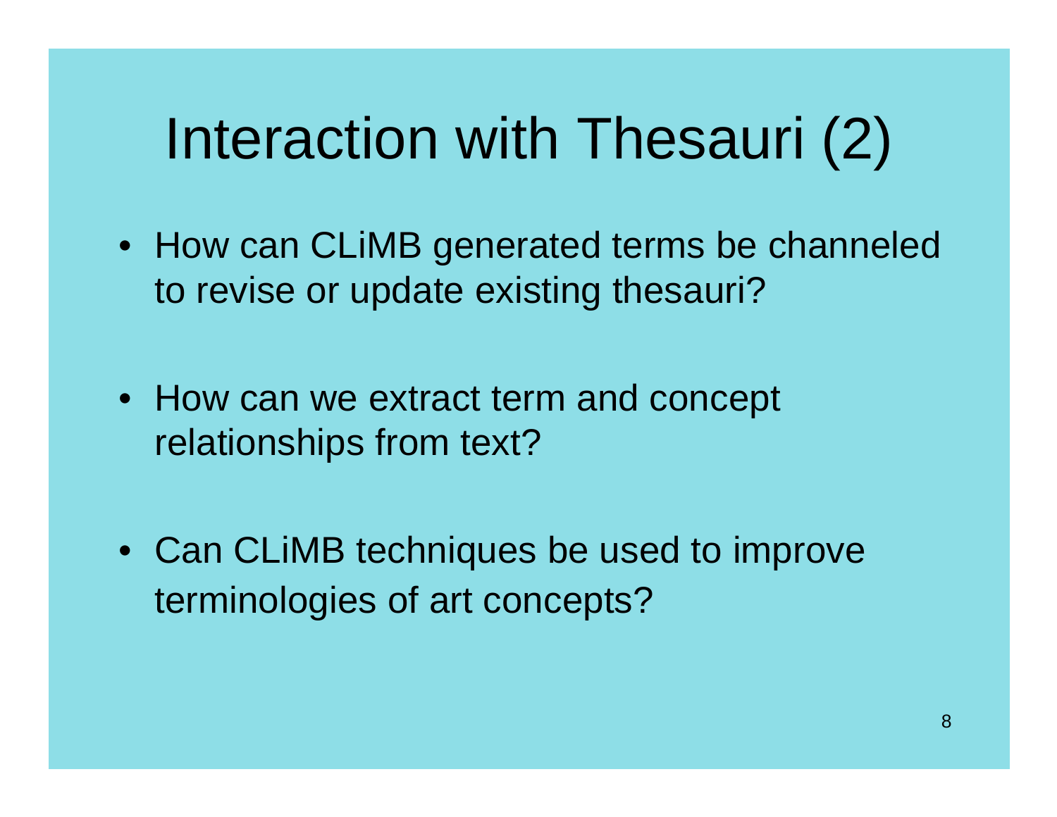# Interaction with Thesauri (2)

- How can CLiMB generated terms be channeled to revise or update existing thesauri?

- How can we extract term and concept relationships from text?

- Can CLiMB techniques be used to improve terminologies of art concepts?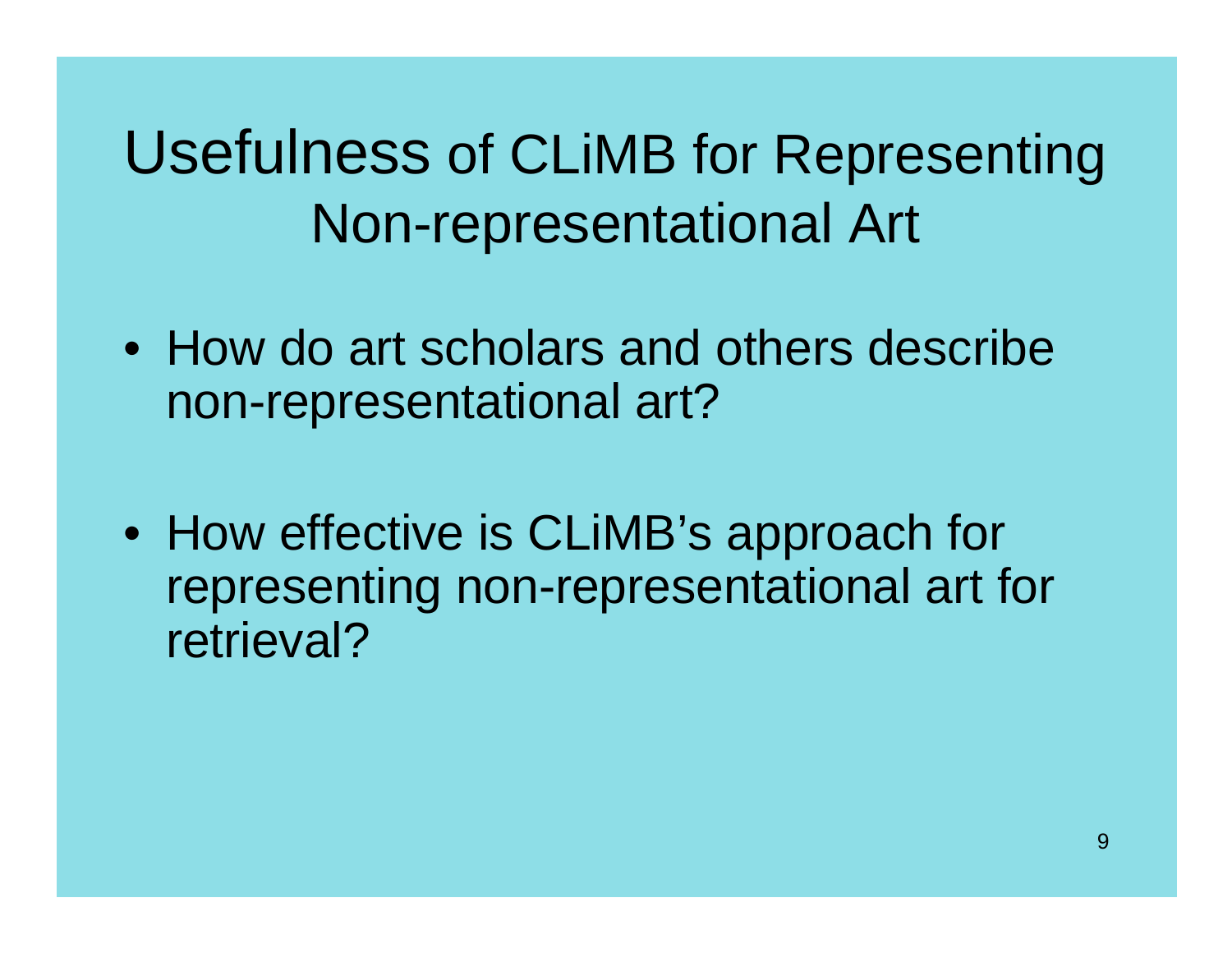# Usefulness of CLiMB for Representing Non-representational Art

- How do art scholars and others describe non-representational art?
- How effective is CLiMB's approach for representing non-representational art for retrieval?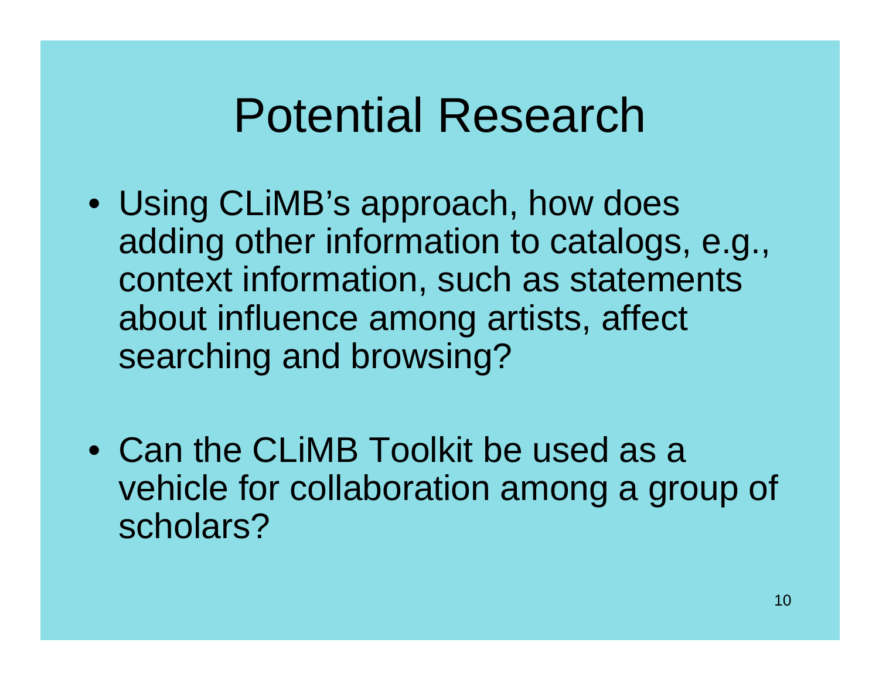# Potential Research

- Using CLiMB's approach, how does adding other information to catalogs, e.g., context information, such as statements about influence among artists, affect searching and browsing?

- Can the CLiMB Toolkit be used as a vehicle for collaboration among a group of scholars?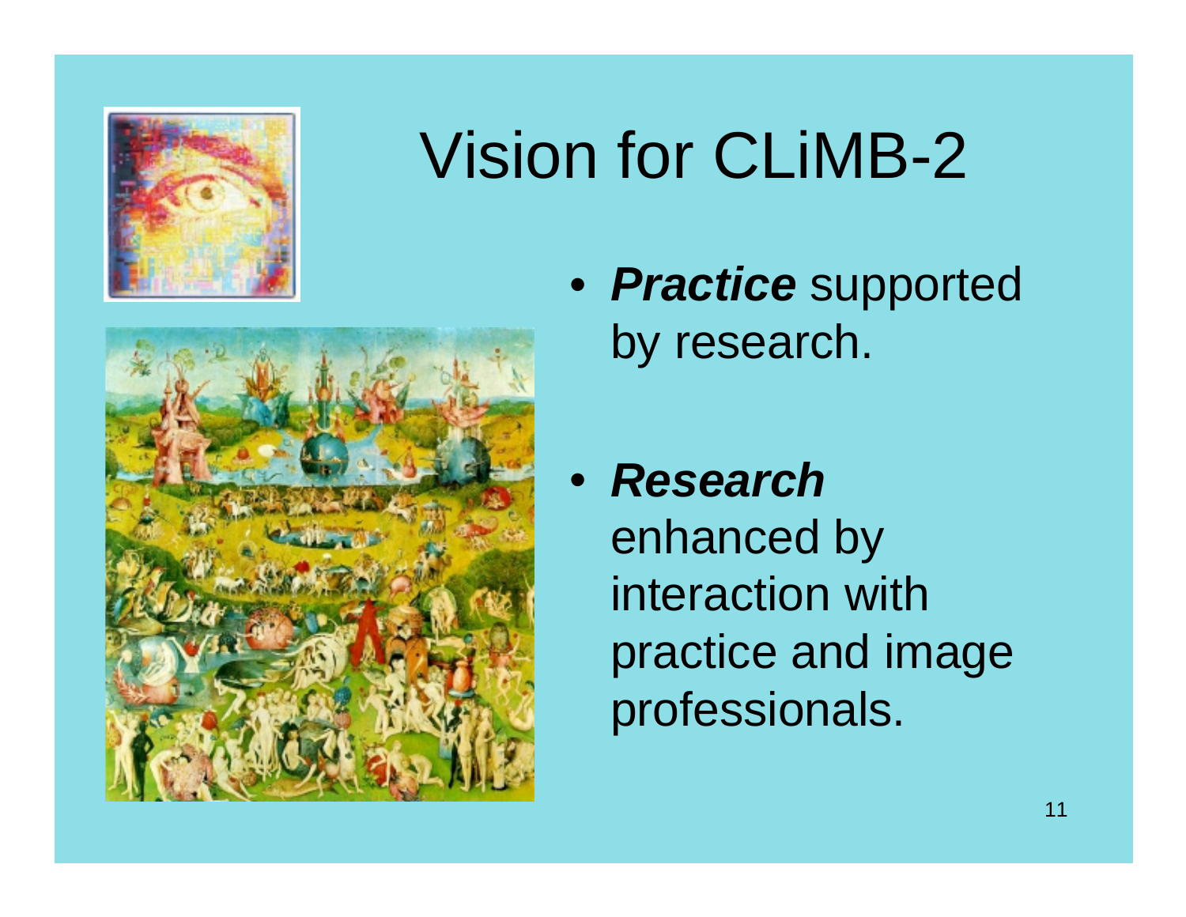# Vision for CLiMB-2

- ***Practice*** supported by research.
- ***Research*** enhanced by interaction with practice and image professionals.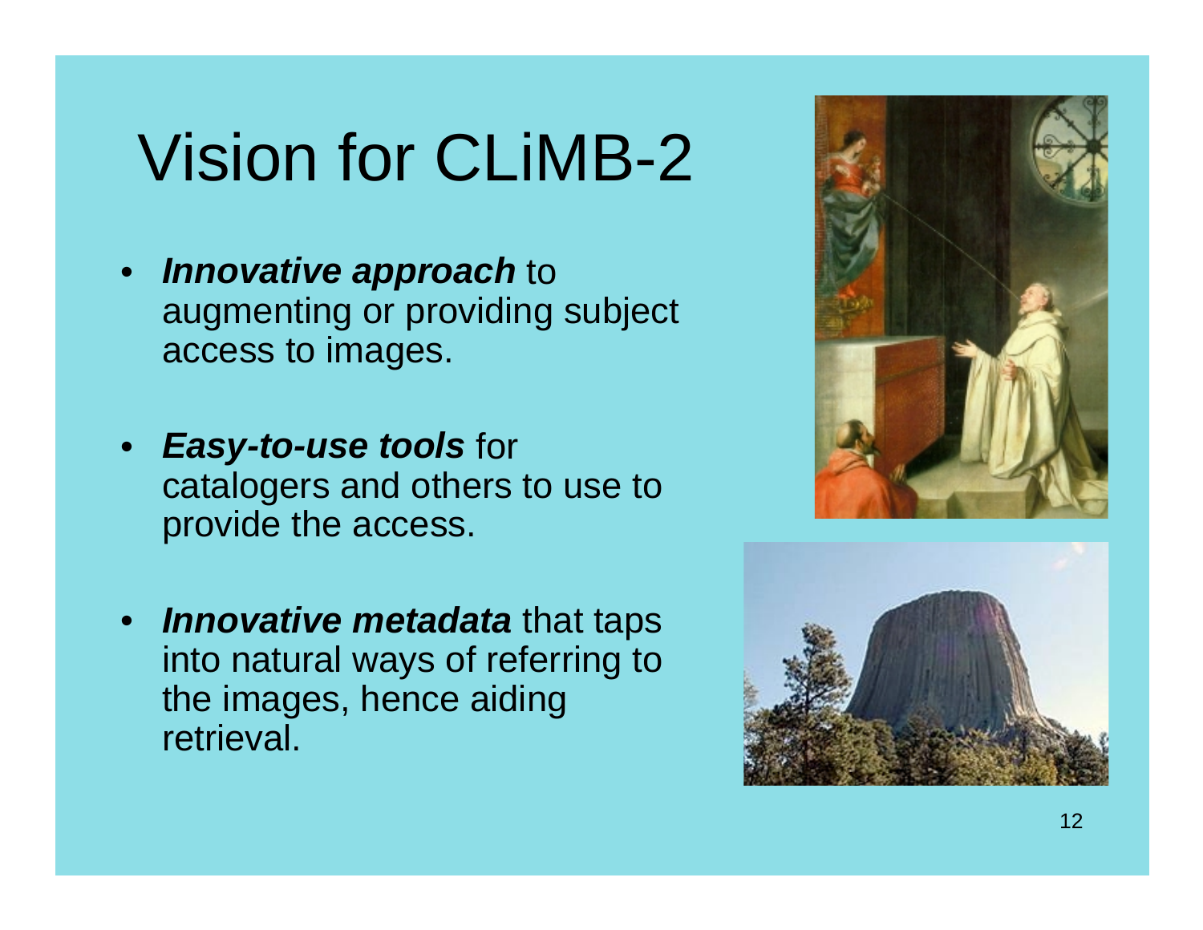# Vision for CLiMB-2

- ***Innovative approach*** to augmenting or providing subject access to images.
- ***Easy-to-use tools*** for catalogers and others to use to provide the access.
- ***Innovative metadata*** that taps into natural ways of referring to the images, hence aiding retrieval.